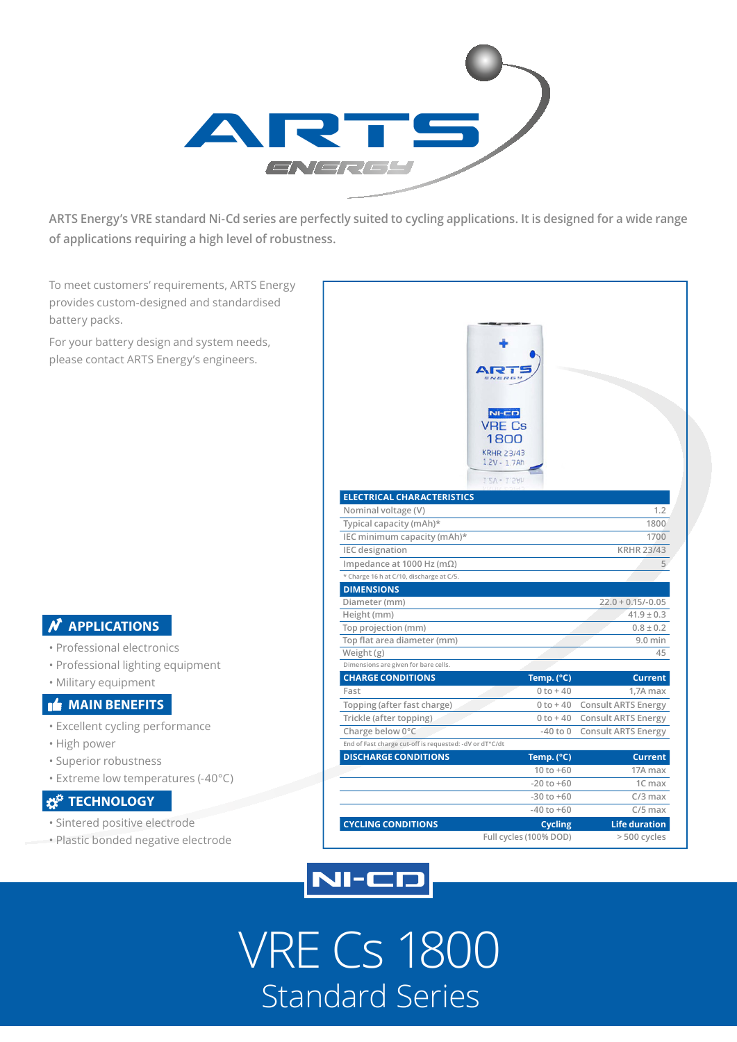# ARTS ENERGY

**ARTS Energy's VRE standard Ni-Cd series are perfectly suited to cycling applications. It is designed for a wide range of applications requiring a high level of robustness.**

To meet customers' requirements, ARTS Energy provides custom-designed and standardised battery packs.

For your battery design and system needs, please contact ARTS Energy's engineers.

## APPLICATIONS

- Professional electronics
- Professional lighting equipment
- Military equipment

## MAIN BENEFITS

- Excellent cycling performance
- High power
- Superior robustness
- Extreme low temperatures (-40°C)

## TECHNOLOGY

- Sintered positive electrode
- Plastic bonded negative electrode

| ELECTRICAL CHARACTERISTICS | |
|---|---|
| Nominal voltage (V) | 1.2 |
| Typical capacity (mAh)* | 1800 |
| IEC minimum capacity (mAh)* | 1700 |
| IEC designation | KRHR 23/43 |
| Impedance at 1000 Hz (mΩ) | 5 |

\* Charge 16 h at C/10, discharge at C/5.

| DIMENSIONS | |
|---|---|
| Diameter (mm) | 22.0 + 0.15/-0.05 |
| Height (mm) | 41.9 ± 0.3 |
| Top projection (mm) | 0.8 ± 0.2 |
| Top flat area diameter (mm) | 9.0 min |
| Weight (g) | 45 |

Dimensions are given for bare cells.

| CHARGE CONDITIONS | Temp. (°C) | Current |
|---|---|---|
| Fast | 0 to + 40 | 1,7A max |
| Topping (after fast charge) | 0 to + 40 | Consult ARTS Energy |
| Trickle (after topping) | 0 to + 40 | Consult ARTS Energy |
| Charge below 0°C | -40 to 0 | Consult ARTS Energy |

End of Fast charge cut-off is requested: -dV or dT°C/dt

| DISCHARGE CONDITIONS | Temp. (°C) | Current |
|---|---|---|
| | 10 to +60 | 17A max |
| | -20 to +60 | 1C max |
| | -30 to +60 | C/3 max |
| | -40 to +60 | C/5 max |

| CYCLING CONDITIONS | Cycling | Life duration |
|---|---|---|
| | Full cycles (100% DOD) | > 500 cycles |

NI-CD

# VRE Cs 1800

## Standard Series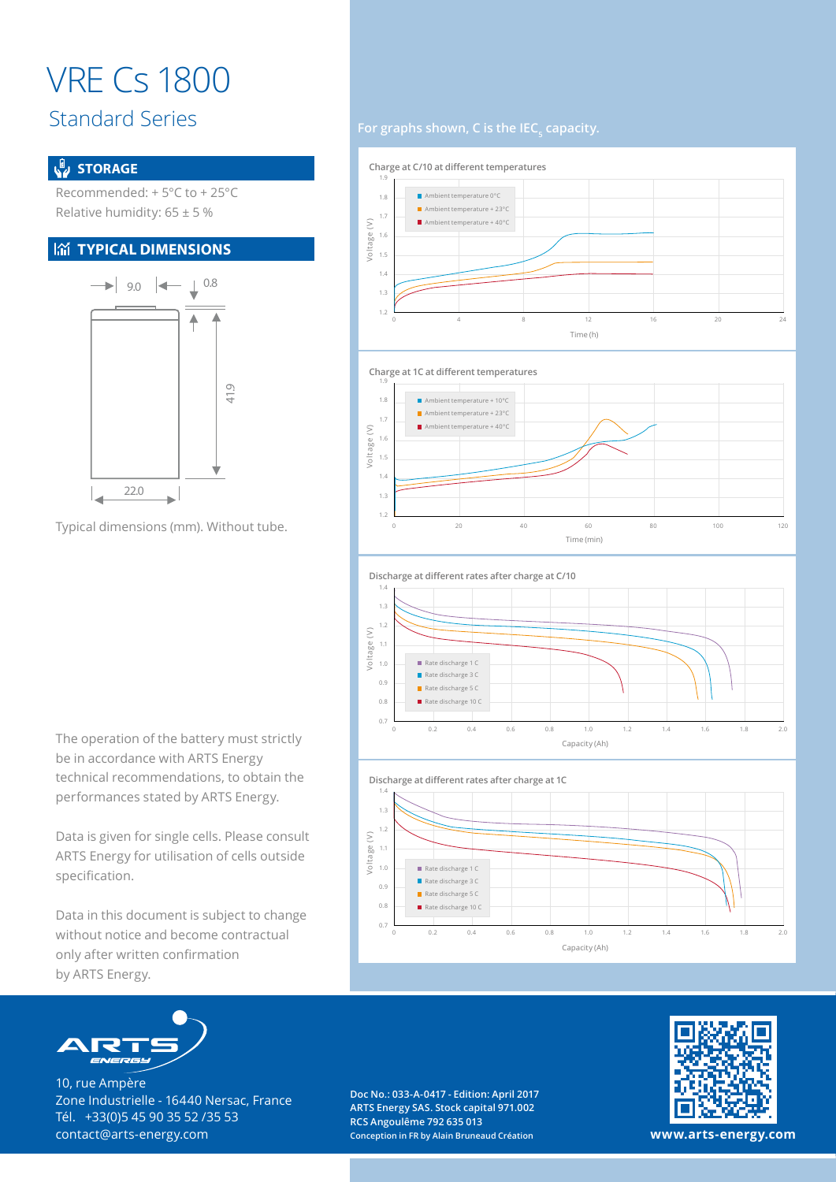# VRE Cs 1800

## Standard Series

### STORAGE

Recommended: + 5°C to + 25°C
Relative humidity: 65 ± 5 %

### TYPICAL DIMENSIONS

9.0
0.8
41.9
22.0

Typical dimensions (mm). Without tube.

The operation of the battery must strictly be in accordance with ARTS Energy technical recommendations, to obtain the performances stated by ARTS Energy.

Data is given for single cells. Please consult ARTS Energy for utilisation of cells outside specification.

Data in this document is subject to change without notice and become contractual only after written confirmation by ARTS Energy.

**For graphs shown, C is the $IEC_5$ capacity.**

Charge at C/10 at different temperatures

Voltage (V): 1.2, 1.3, 1.4, 1.5, 1.6, 1.7, 1.8, 1.9
Time (h): 0, 4, 8, 12, 16, 20, 24
Ambient temperature 0°C
Ambient temperature + 23°C
Ambient temperature + 40°C

Charge at 1C at different temperatures

Voltage (V): 1.2, 1.3, 1.4, 1.5, 1.6, 1.7, 1.8, 1.9
Time (min): 0, 20, 40, 60, 80, 100, 120
Ambient temperature + 10°C
Ambient temperature + 23°C
Ambient temperature + 40°C

Discharge at different rates after charge at C/10

Voltage (V): 0.7, 0.8, 0.9, 1.0, 1.1, 1.2, 1.3, 1.4
Capacity (Ah): 0, 0.2, 0.4, 0.6, 0.8, 1.0, 1.2, 1.4, 1.6, 1.8, 2.0
Rate discharge 1 C
Rate discharge 3 C
Rate discharge 5 C
Rate discharge 10 C

Discharge at different rates after charge at 1C

Voltage (V): 0.7, 0.8, 0.9, 1.0, 1.1, 1.2, 1.3, 1.4
Capacity (Ah): 0, 0.2, 0.4, 0.6, 0.8, 1.0, 1.2, 1.4, 1.6, 1.8, 2.0
Rate discharge 1 C
Rate discharge 3 C
Rate discharge 5 C
Rate discharge 10 C

ARTS ENERGY

10, rue Ampère
Zone Industrielle - 16440 Nersac, France
Tél. +33(0)5 45 90 35 52 /35 53
contact@arts-energy.com

**Doc No.: 033-A-0417 - Edition: April 2017**
**ARTS Energy SAS. Stock capital 971.002**
**RCS Angoulême 792 635 013**
**Conception in FR by Alain Bruneaud Création**

**www.arts-energy.com**